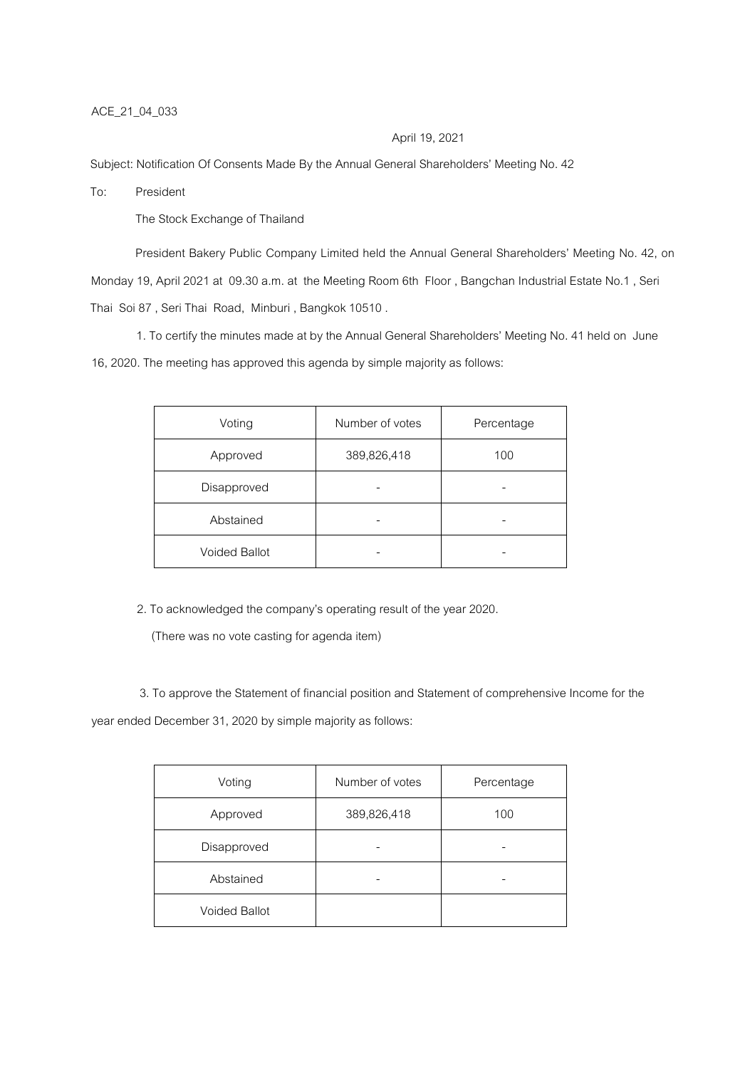ACE_21_04_033

April 19, 2021

Subject: Notification Of Consents Made By the Annual General Shareholders' Meeting No. 42

To: President

The Stock Exchange of Thailand

President Bakery Public Company Limited held the Annual General Shareholders' Meeting No. 42, on Monday 19, April 2021 at 09.30 a.m. at the Meeting Room 6th Floor , Bangchan Industrial Estate No.1 , Seri Thai Soi 87 , Seri Thai Road, Minburi , Bangkok 10510 .

1. To certify the minutes made at by the Annual General Shareholders' Meeting No. 41 held on June 16, 2020. The meeting has approved this agenda by simple majority as follows:

| Voting | Number of votes | Percentage |
|---|---|---|
| Approved | 389,826,418 | 100 |
| Disapproved | - | - |
| Abstained | - | - |
| Voided Ballot | - | - |

2. To acknowledged the company's operating result of the year 2020.

(There was no vote casting for agenda item)

3. To approve the Statement of financial position and Statement of comprehensive Income for the year ended December 31, 2020 by simple majority as follows:

| Voting | Number of votes | Percentage |
|---|---|---|
| Approved | 389,826,418 | 100 |
| Disapproved | - | - |
| Abstained | - | - |
| Voided Ballot | | |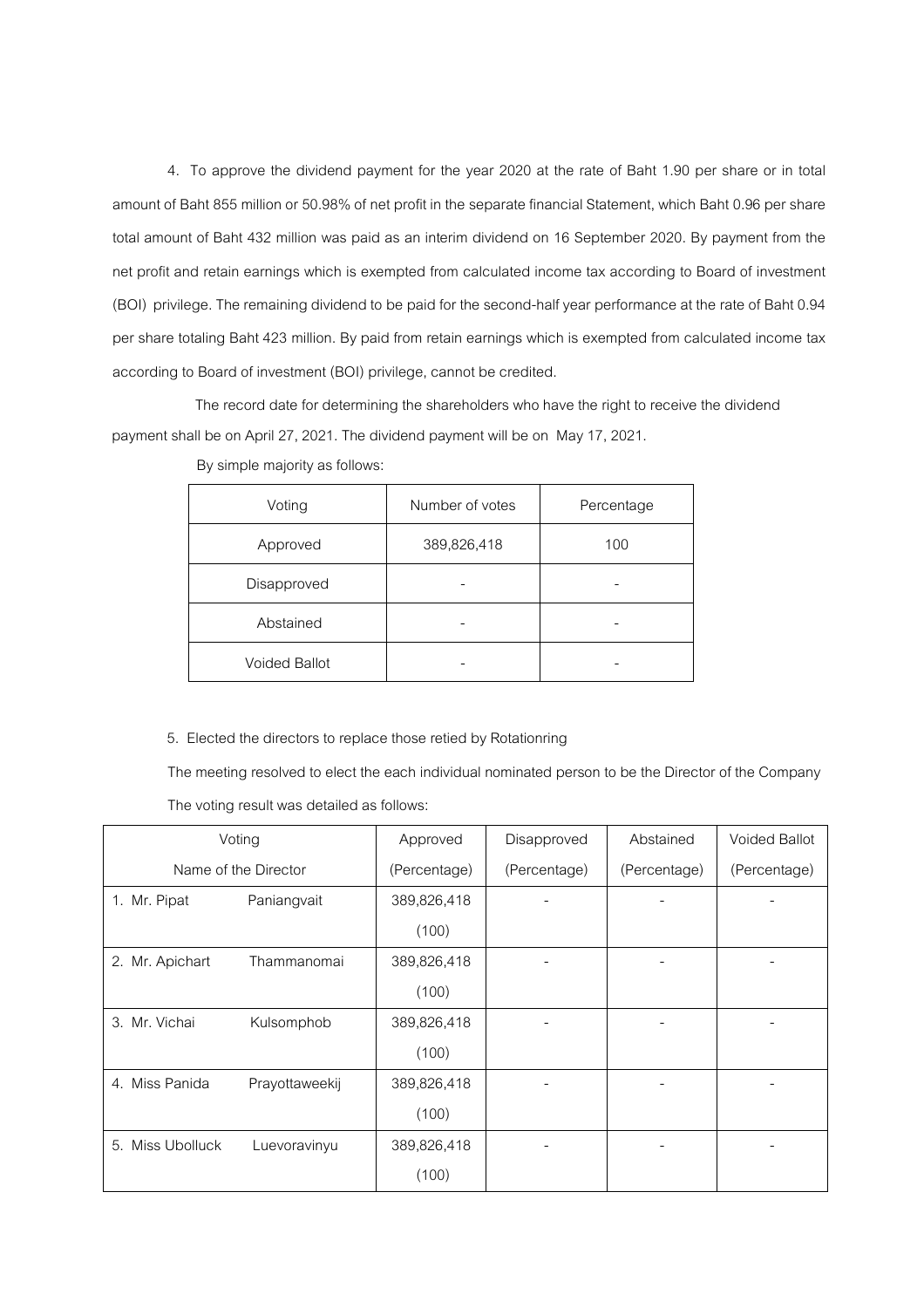4. To approve the dividend payment for the year 2020 at the rate of Baht 1.90 per share or in total amount of Baht 855 million or 50.98% of net profit in the separate financial Statement, which Baht 0.96 per share total amount of Baht 432 million was paid as an interim dividend on 16 September 2020. By payment from the net profit and retain earnings which is exempted from calculated income tax according to Board of investment (BOI) privilege. The remaining dividend to be paid for the second-half year performance at the rate of Baht 0.94 per share totaling Baht 423 million. By paid from retain earnings which is exempted from calculated income tax according to Board of investment (BOI) privilege, cannot be credited.

The record date for determining the shareholders who have the right to receive the dividend payment shall be on April 27, 2021. The dividend payment will be on May 17, 2021.

By simple majority as follows:

| Voting | Number of votes | Percentage |
|---|---|---|
| Approved | 389,826,418 | 100 |
| Disapproved | - | - |
| Abstained | - | - |
| Voided Ballot | - | - |

5. Elected the directors to replace those retied by Rotationring

The meeting resolved to elect the each individual nominated person to be the Director of the Company

The voting result was detailed as follows:

| Voting<br>Name of the Director | Approved<br>(Percentage) | Disapproved<br>(Percentage) | Abstained<br>(Percentage) | Voided Ballot<br>(Percentage) |
|---|---|---|---|---|
| 1. Mr. Pipat Paniangvait | 389,826,418<br>(100) | - | - | - |
| 2. Mr. Apichart Thammanomai | 389,826,418<br>(100) | - | - | - |
| 3. Mr. Vichai Kulsomphob | 389,826,418<br>(100) | - | - | - |
| 4. Miss Panida Prayottaweekij | 389,826,418<br>(100) | - | - | - |
| 5. Miss Ubolluck Luevoravinyu | 389,826,418<br>(100) | - | - | - |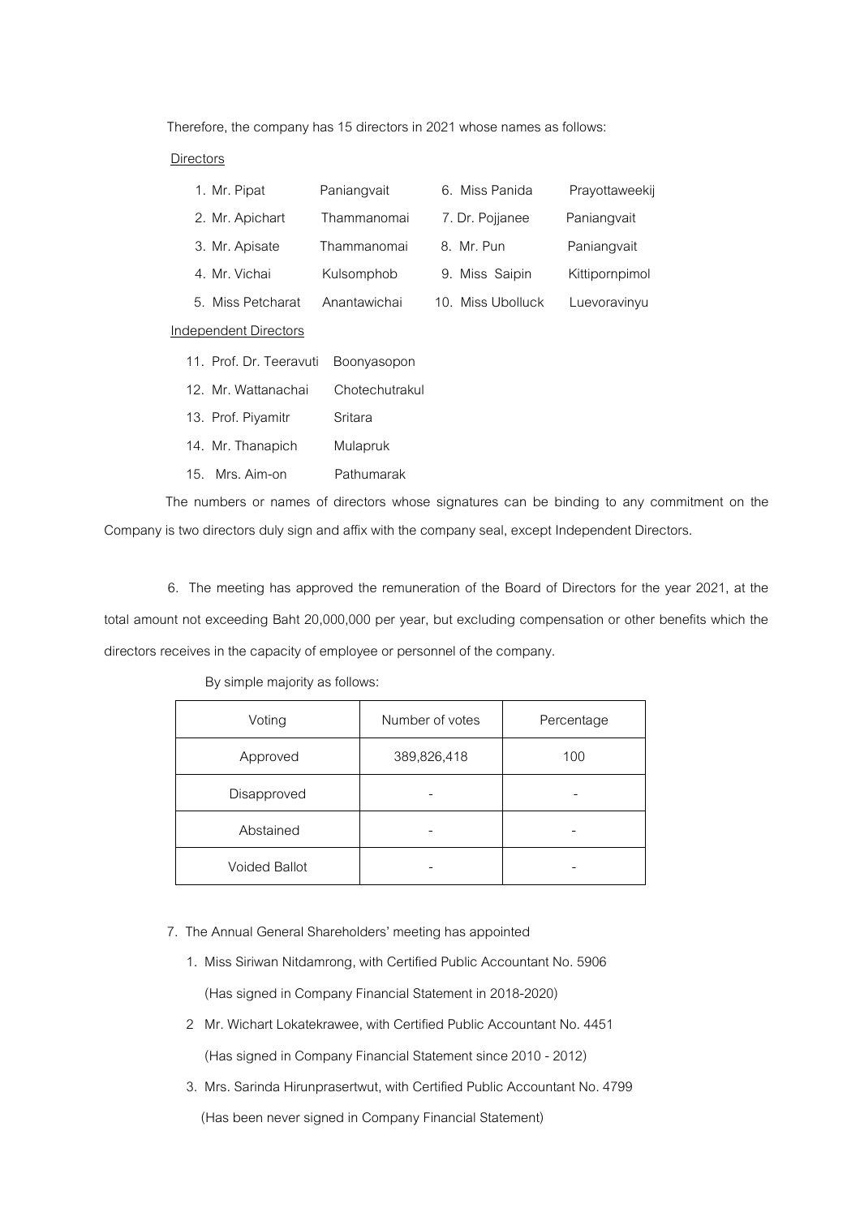Therefore, the company has 15 directors in 2021 whose names as follows:

Directors

1. Mr. Pipat Paniangvait
2. Mr. Apichart Thammanomai
3. Mr. Apisate Thammanomai
4. Mr. Vichai Kulsomphob
5. Miss Petcharat Anantawichai
6. Miss Panida Prayottaweekij
7. Dr. Pojjanee Paniangvait
8. Mr. Pun Paniangvait
9. Miss Saipin Kittipornpimol
10. Miss Ubolluck Luevoravinyu

Independent Directors

11. Prof. Dr. Teeravuti Boonyasopon
12. Mr. Wattanachai Chotechutrakul
13. Prof. Piyamitr Sritara
14. Mr. Thanapich Mulapruk
15. Mrs. Aim-on Pathumarak

The numbers or names of directors whose signatures can be binding to any commitment on the Company is two directors duly sign and affix with the company seal, except Independent Directors.

6. The meeting has approved the remuneration of the Board of Directors for the year 2021, at the total amount not exceeding Baht 20,000,000 per year, but excluding compensation or other benefits which the directors receives in the capacity of employee or personnel of the company.

By simple majority as follows:

| Voting | Number of votes | Percentage |
|---|---|---|
| Approved | 389,826,418 | 100 |
| Disapproved | - | - |
| Abstained | - | - |
| Voided Ballot | - | - |

7. The Annual General Shareholders' meeting has appointed

1. Miss Siriwan Nitdamrong, with Certified Public Accountant No. 5906
   (Has signed in Company Financial Statement in 2018-2020)
2. Mr. Wichart Lokatekrawee, with Certified Public Accountant No. 4451
   (Has signed in Company Financial Statement since 2010 - 2012)
3. Mrs. Sarinda Hirunprasertwut, with Certified Public Accountant No. 4799
   (Has been never signed in Company Financial Statement)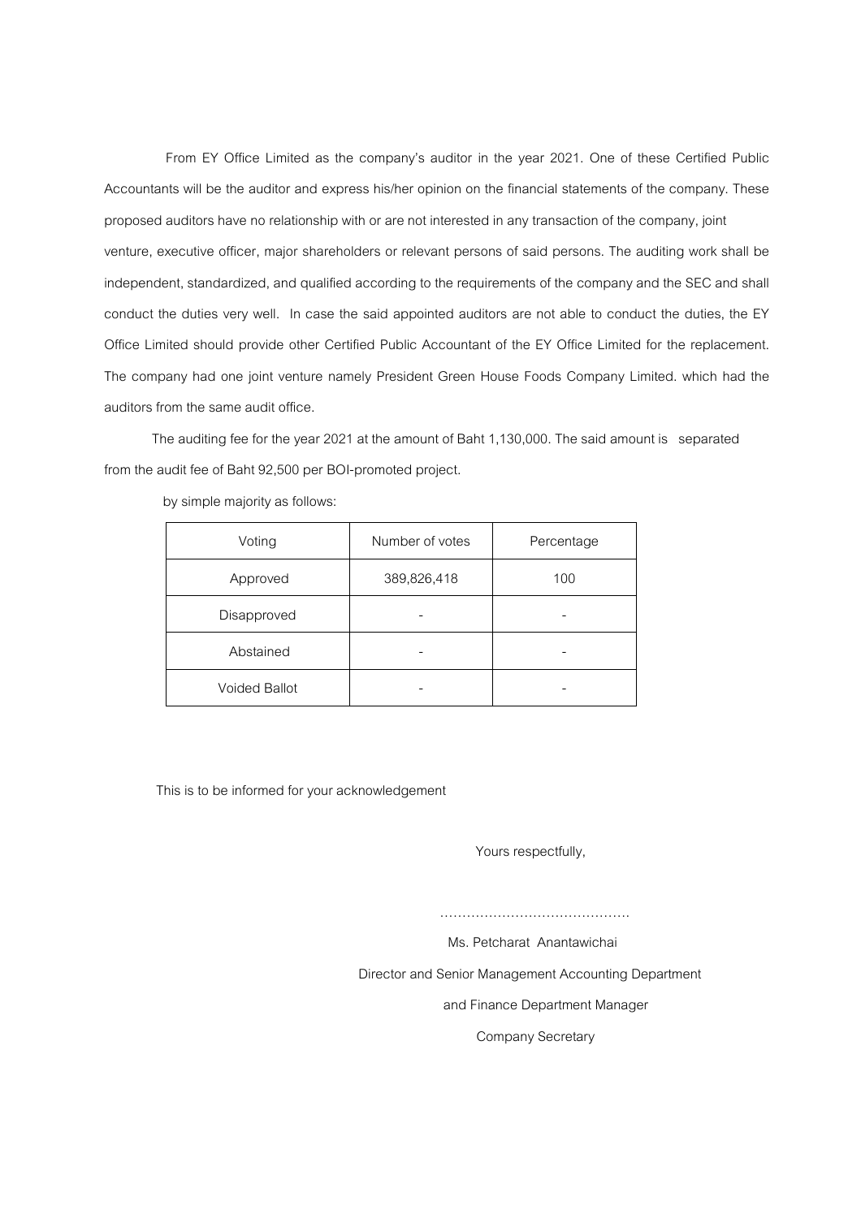From EY Office Limited as the company's auditor in the year 2021. One of these Certified Public Accountants will be the auditor and express his/her opinion on the financial statements of the company. These proposed auditors have no relationship with or are not interested in any transaction of the company, joint venture, executive officer, major shareholders or relevant persons of said persons. The auditing work shall be independent, standardized, and qualified according to the requirements of the company and the SEC and shall conduct the duties very well. In case the said appointed auditors are not able to conduct the duties, the EY Office Limited should provide other Certified Public Accountant of the EY Office Limited for the replacement. The company had one joint venture namely President Green House Foods Company Limited. which had the auditors from the same audit office.

The auditing fee for the year 2021 at the amount of Baht 1,130,000. The said amount is separated from the audit fee of Baht 92,500 per BOI-promoted project.

by simple majority as follows:

| Voting | Number of votes | Percentage |
|---|---|---|
| Approved | 389,826,418 | 100 |
| Disapproved | - | - |
| Abstained | - | - |
| Voided Ballot | - | - |

This is to be informed for your acknowledgement

Yours respectfully,

……………………………………

Ms. Petcharat Anantawichai

Director and Senior Management Accounting Department

and Finance Department Manager

Company Secretary